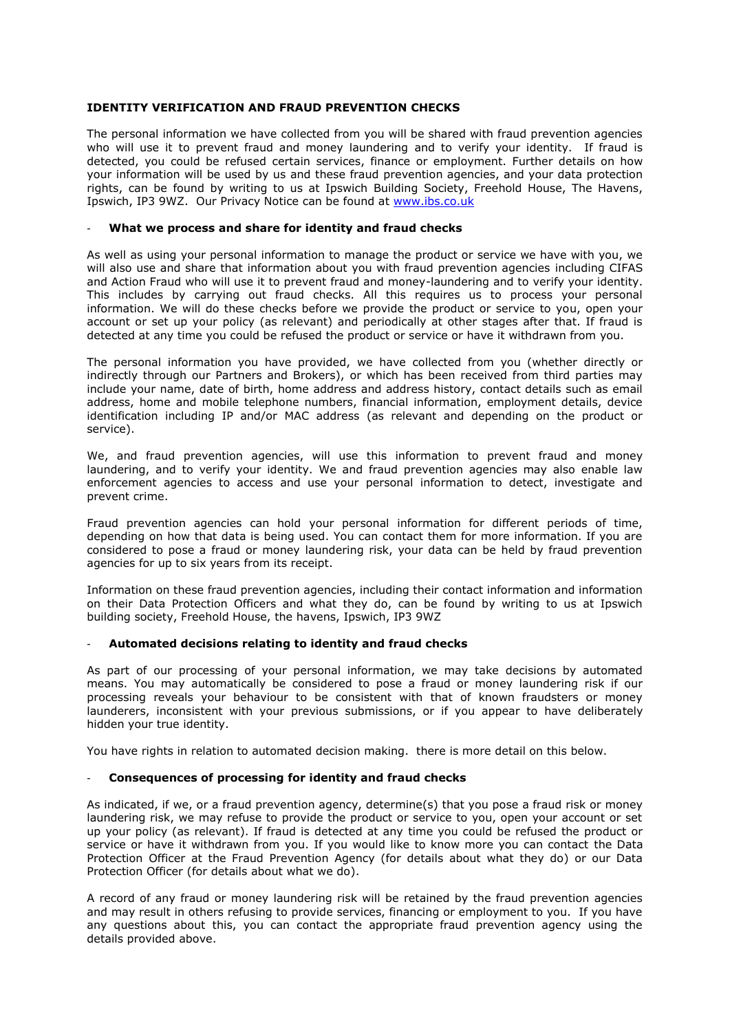**IDENTITY VERIFICATION AND FRAUD PREVENTION CHECKS**

The personal information we have collected from you will be shared with fraud prevention agencies who will use it to prevent fraud and money laundering and to verify your identity. If fraud is detected, you could be refused certain services, finance or employment. Further details on how your information will be used by us and these fraud prevention agencies, and your data protection rights, can be found by writing to us at Ipswich Building Society, Freehold House, The Havens, Ipswich, IP3 9WZ. Our Privacy Notice can be found at [www.ibs.co.uk](www.ibs.co.uk)

- **What we process and share for identity and fraud checks**

As well as using your personal information to manage the product or service we have with you, we will also use and share that information about you with fraud prevention agencies including CIFAS and Action Fraud who will use it to prevent fraud and money-laundering and to verify your identity. This includes by carrying out fraud checks. All this requires us to process your personal information. We will do these checks before we provide the product or service to you, open your account or set up your policy (as relevant) and periodically at other stages after that. If fraud is detected at any time you could be refused the product or service or have it withdrawn from you.

The personal information you have provided, we have collected from you (whether directly or indirectly through our Partners and Brokers), or which has been received from third parties may include your name, date of birth, home address and address history, contact details such as email address, home and mobile telephone numbers, financial information, employment details, device identification including IP and/or MAC address (as relevant and depending on the product or service).

We, and fraud prevention agencies, will use this information to prevent fraud and money laundering, and to verify your identity. We and fraud prevention agencies may also enable law enforcement agencies to access and use your personal information to detect, investigate and prevent crime.

Fraud prevention agencies can hold your personal information for different periods of time, depending on how that data is being used. You can contact them for more information. If you are considered to pose a fraud or money laundering risk, your data can be held by fraud prevention agencies for up to six years from its receipt.

Information on these fraud prevention agencies, including their contact information and information on their Data Protection Officers and what they do, can be found by writing to us at Ipswich building society, Freehold House, the havens, Ipswich, IP3 9WZ

- **Automated decisions relating to identity and fraud checks**

As part of our processing of your personal information, we may take decisions by automated means. You may automatically be considered to pose a fraud or money laundering risk if our processing reveals your behaviour to be consistent with that of known fraudsters or money launderers, inconsistent with your previous submissions, or if you appear to have deliberately hidden your true identity.

You have rights in relation to automated decision making. there is more detail on this below.

- **Consequences of processing for identity and fraud checks**

As indicated, if we, or a fraud prevention agency, determine(s) that you pose a fraud risk or money laundering risk, we may refuse to provide the product or service to you, open your account or set up your policy (as relevant). If fraud is detected at any time you could be refused the product or service or have it withdrawn from you. If you would like to know more you can contact the Data Protection Officer at the Fraud Prevention Agency (for details about what they do) or our Data Protection Officer (for details about what we do).

A record of any fraud or money laundering risk will be retained by the fraud prevention agencies and may result in others refusing to provide services, financing or employment to you. If you have any questions about this, you can contact the appropriate fraud prevention agency using the details provided above.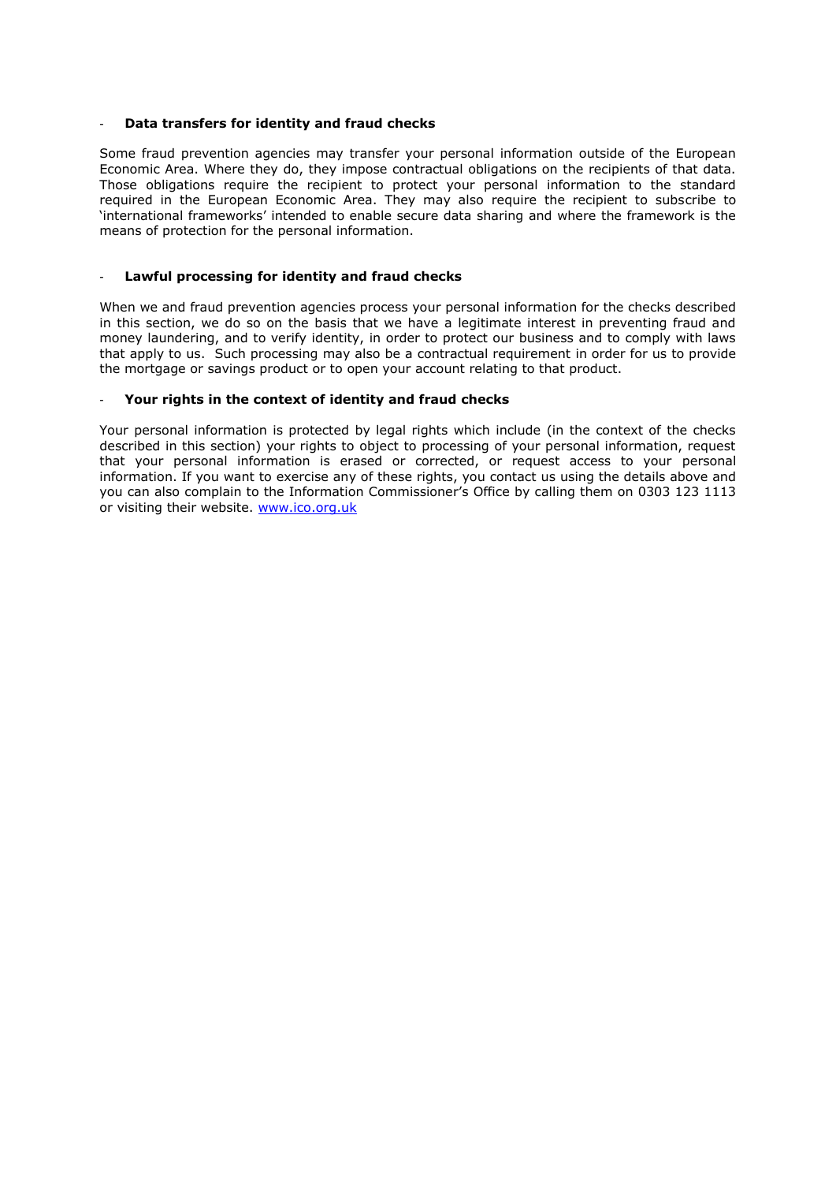- **Data transfers for identity and fraud checks**

Some fraud prevention agencies may transfer your personal information outside of the European Economic Area. Where they do, they impose contractual obligations on the recipients of that data. Those obligations require the recipient to protect your personal information to the standard required in the European Economic Area. They may also require the recipient to subscribe to 'international frameworks' intended to enable secure data sharing and where the framework is the means of protection for the personal information.

- **Lawful processing for identity and fraud checks**

When we and fraud prevention agencies process your personal information for the checks described in this section, we do so on the basis that we have a legitimate interest in preventing fraud and money laundering, and to verify identity, in order to protect our business and to comply with laws that apply to us. Such processing may also be a contractual requirement in order for us to provide the mortgage or savings product or to open your account relating to that product.

- **Your rights in the context of identity and fraud checks**

Your personal information is protected by legal rights which include (in the context of the checks described in this section) your rights to object to processing of your personal information, request that your personal information is erased or corrected, or request access to your personal information. If you want to exercise any of these rights, you contact us using the details above and you can also complain to the Information Commissioner's Office by calling them on 0303 123 1113 or visiting their website. [www.ico.org.uk](http://www.ico.org.uk)